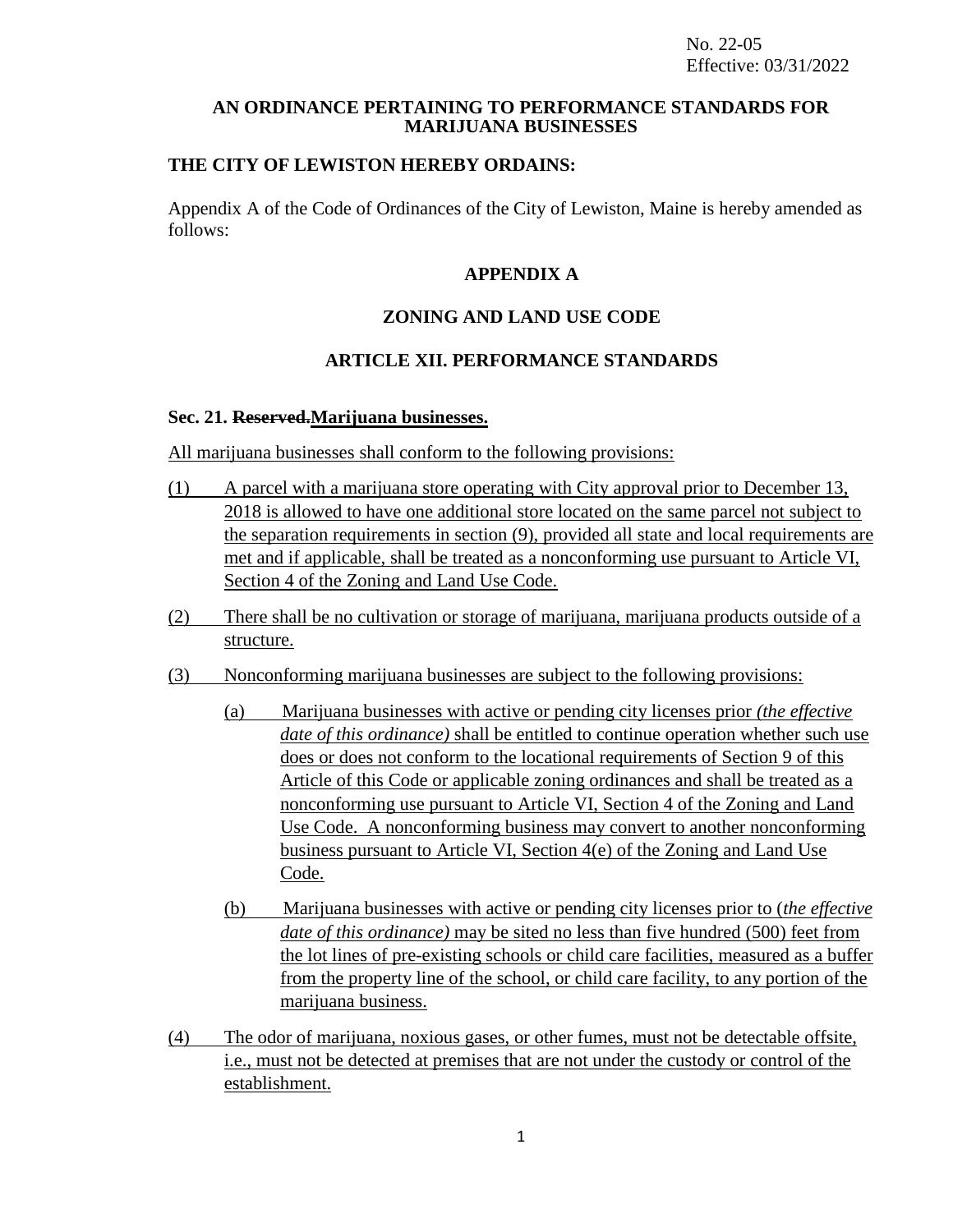No. 22-05
Effective: 03/31/2022

**AN ORDINANCE PERTAINING TO PERFORMANCE STANDARDS FOR MARIJUANA BUSINESSES**

**THE CITY OF LEWISTON HEREBY ORDAINS:**

Appendix A of the Code of Ordinances of the City of Lewiston, Maine is hereby amended as follows:

## APPENDIX A

## ZONING AND LAND USE CODE

## ARTICLE XII. PERFORMANCE STANDARDS

**Sec. 21. ~~Reserved.~~<u>Marijuana businesses.</u>**

<u>All marijuana businesses shall conform to the following provisions:</u>

<u>(1) A parcel with a marijuana store operating with City approval prior to December 13, 2018 is allowed to have one additional store located on the same parcel not subject to the separation requirements in section (9), provided all state and local requirements are met and if applicable, shall be treated as a nonconforming use pursuant to Article VI, Section 4 of the Zoning and Land Use Code.</u>

<u>(2) There shall be no cultivation or storage of marijuana, marijuana products outside of a structure.</u>

<u>(3) Nonconforming marijuana businesses are subject to the following provisions:</u>

<u>(a) Marijuana businesses with active or pending city licenses prior *(the effective date of this ordinance)* shall be entitled to continue operation whether such use does or does not conform to the locational requirements of Section 9 of this Article of this Code or applicable zoning ordinances and shall be treated as a nonconforming use pursuant to Article VI, Section 4 of the Zoning and Land Use Code. A nonconforming business may convert to another nonconforming business pursuant to Article VI, Section 4(e) of the Zoning and Land Use Code.</u>

<u>(b) Marijuana businesses with active or pending city licenses prior to (*the effective date of this ordinance)* may be sited no less than five hundred (500) feet from the lot lines of pre-existing schools or child care facilities, measured as a buffer from the property line of the school, or child care facility, to any portion of the marijuana business.</u>

<u>(4) The odor of marijuana, noxious gases, or other fumes, must not be detectable offsite, i.e., must not be detected at premises that are not under the custody or control of the establishment.</u>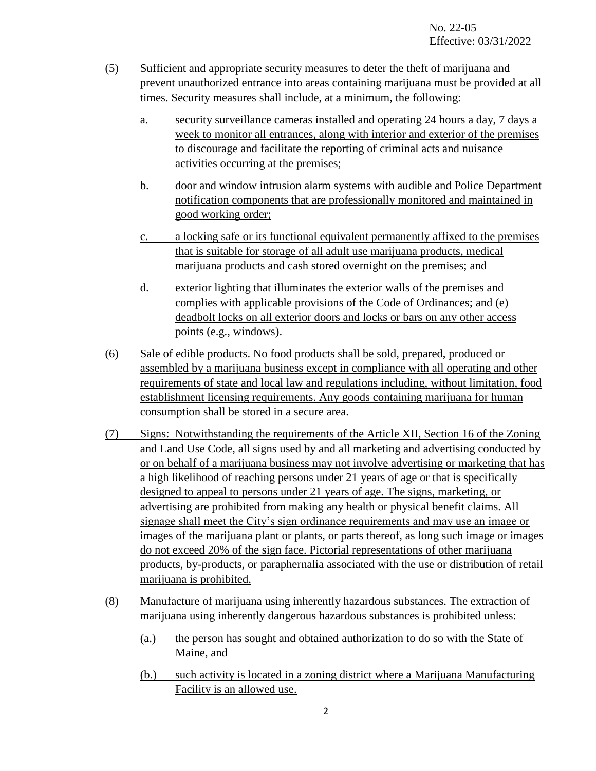(5) Sufficient and appropriate security measures to deter the theft of marijuana and prevent unauthorized entrance into areas containing marijuana must be provided at all times. Security measures shall include, at a minimum, the following:

   a. security surveillance cameras installed and operating 24 hours a day, 7 days a week to monitor all entrances, along with interior and exterior of the premises to discourage and facilitate the reporting of criminal acts and nuisance activities occurring at the premises;

   b. door and window intrusion alarm systems with audible and Police Department notification components that are professionally monitored and maintained in good working order;

   c. a locking safe or its functional equivalent permanently affixed to the premises that is suitable for storage of all adult use marijuana products, medical marijuana products and cash stored overnight on the premises; and

   d. exterior lighting that illuminates the exterior walls of the premises and complies with applicable provisions of the Code of Ordinances; and (e) deadbolt locks on all exterior doors and locks or bars on any other access points (e.g., windows).

(6) Sale of edible products. No food products shall be sold, prepared, produced or assembled by a marijuana business except in compliance with all operating and other requirements of state and local law and regulations including, without limitation, food establishment licensing requirements. Any goods containing marijuana for human consumption shall be stored in a secure area.

(7) Signs: Notwithstanding the requirements of the Article XII, Section 16 of the Zoning and Land Use Code, all signs used by and all marketing and advertising conducted by or on behalf of a marijuana business may not involve advertising or marketing that has a high likelihood of reaching persons under 21 years of age or that is specifically designed to appeal to persons under 21 years of age. The signs, marketing, or advertising are prohibited from making any health or physical benefit claims. All signage shall meet the City's sign ordinance requirements and may use an image or images of the marijuana plant or plants, or parts thereof, as long such image or images do not exceed 20% of the sign face. Pictorial representations of other marijuana products, by-products, or paraphernalia associated with the use or distribution of retail marijuana is prohibited.

(8) Manufacture of marijuana using inherently hazardous substances. The extraction of marijuana using inherently dangerous hazardous substances is prohibited unless:

   (a.) the person has sought and obtained authorization to do so with the State of Maine, and

   (b.) such activity is located in a zoning district where a Marijuana Manufacturing Facility is an allowed use.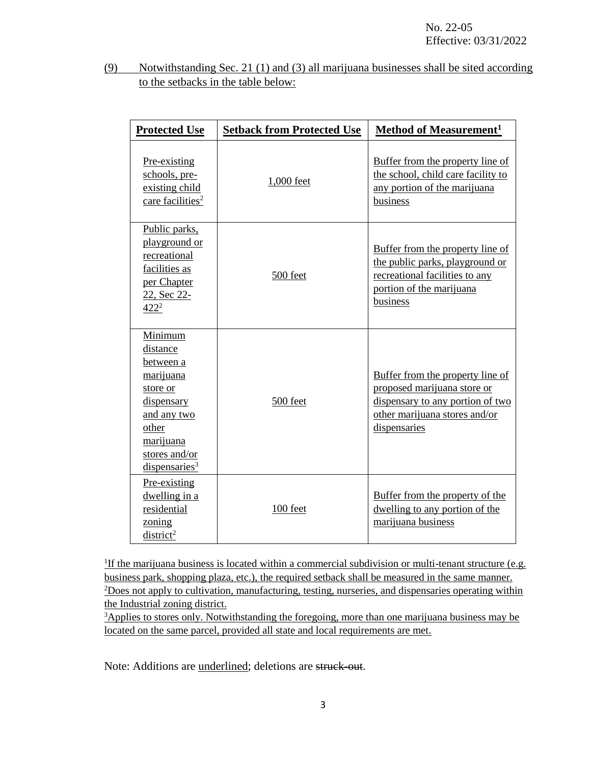No. 22-05
Effective: 03/31/2022

(9) Notwithstanding Sec. 21 (1) and (3) all marijuana businesses shall be sited according to the setbacks in the table below:

| **Protected Use** | **Setback from Protected Use** | **Method of Measurement[1]** |
|---|---|---|
| Pre-existing schools, pre-existing child care facilities[2] | 1,000 feet | Buffer from the property line of the school, child care facility to any portion of the marijuana business |
| Public parks, playground or recreational facilities as per Chapter 22, Sec 22-422[2] | 500 feet | Buffer from the property line of the public parks, playground or recreational facilities to any portion of the marijuana business |
| Minimum distance between a marijuana store or dispensary and any two other marijuana stores and/or dispensaries[3] | 500 feet | Buffer from the property line of proposed marijuana store or dispensary to any portion of two other marijuana stores and/or dispensaries |
| Pre-existing dwelling in a residential zoning district[2] | 100 feet | Buffer from the property of the dwelling to any portion of the marijuana business |

[1]If the marijuana business is located within a commercial subdivision or multi-tenant structure (e.g. business park, shopping plaza, etc.), the required setback shall be measured in the same manner.
[2]Does not apply to cultivation, manufacturing, testing, nurseries, and dispensaries operating within the Industrial zoning district.
[3]Applies to stores only. Notwithstanding the foregoing, more than one marijuana business may be located on the same parcel, provided all state and local requirements are met.

Note: Additions are underlined; deletions are ~~struck-out~~.